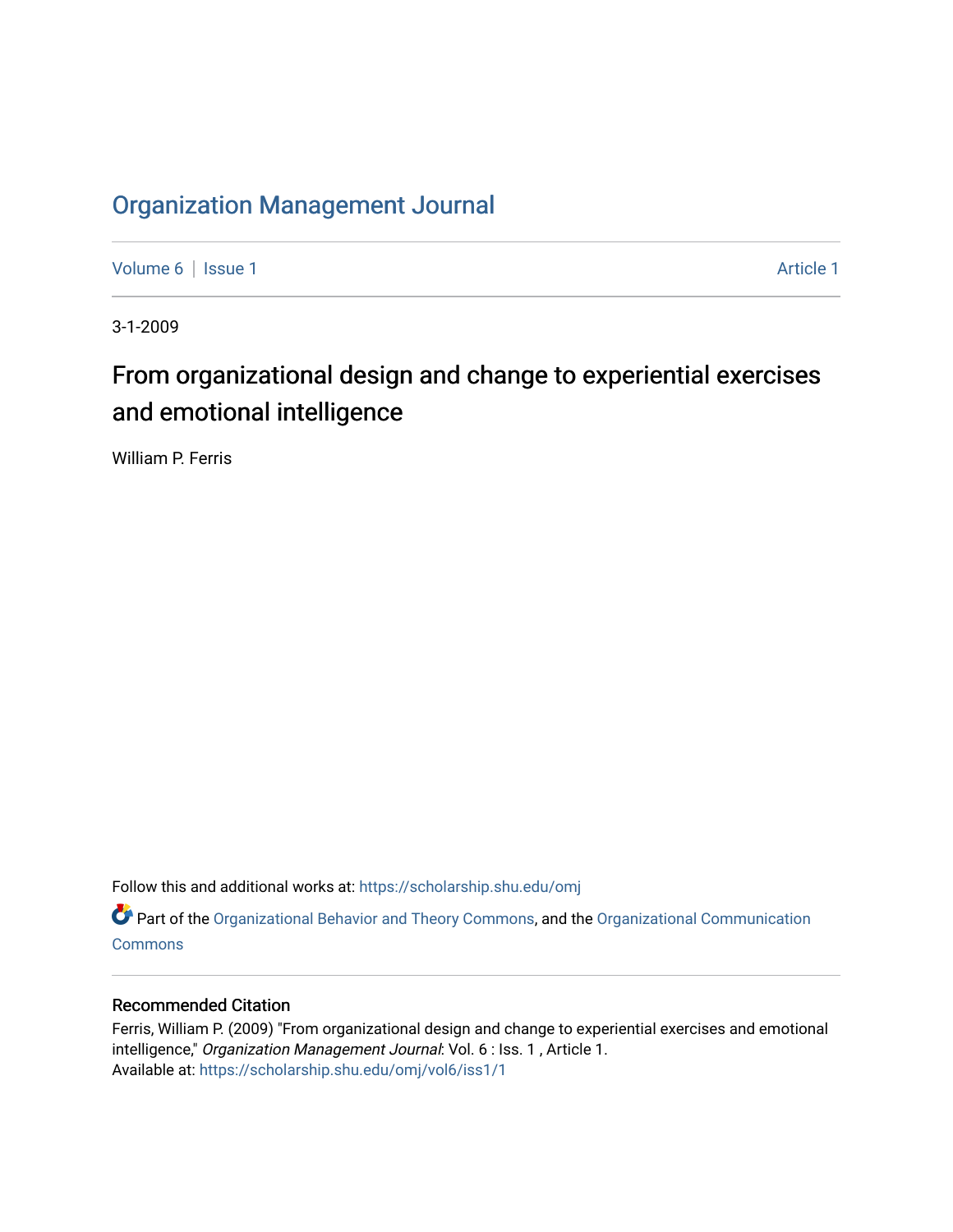# Organization Management Journal

Volume 6 | Issue 1 Article 1

3-1-2009

## From organizational design and change to experiential exercises and emotional intelligence

William P. Ferris

Follow this and additional works at: https://scholarship.shu.edu/omj

Part of the Organizational Behavior and Theory Commons, and the Organizational Communication Commons

### Recommended Citation

Ferris, William P. (2009) "From organizational design and change to experiential exercises and emotional intelligence," *Organization Management Journal*: Vol. 6 : Iss. 1 , Article 1.
Available at: https://scholarship.shu.edu/omj/vol6/iss1/1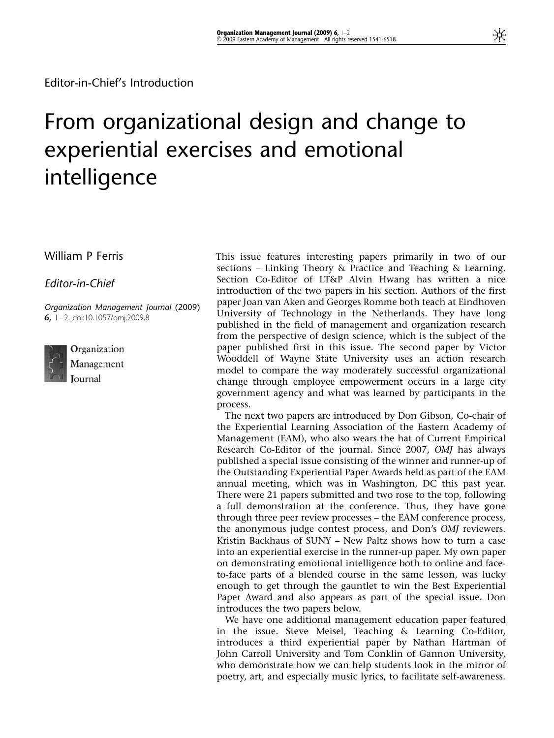Editor-in-Chief's Introduction

# From organizational design and change to experiential exercises and emotional intelligence

William P Ferris

*Editor-in-Chief*

*Organization Management Journal* (2009) **6,** 1–2. doi:10.1057/omj.2009.8

This issue features interesting papers primarily in two of our sections – Linking Theory & Practice and Teaching & Learning. Section Co-Editor of LT&P Alvin Hwang has written a nice introduction of the two papers in his section. Authors of the first paper Joan van Aken and Georges Romme both teach at Eindhoven University of Technology in the Netherlands. They have long published in the field of management and organization research from the perspective of design science, which is the subject of the paper published first in this issue. The second paper by Victor Wooddell of Wayne State University uses an action research model to compare the way moderately successful organizational change through employee empowerment occurs in a large city government agency and what was learned by participants in the process.

The next two papers are introduced by Don Gibson, Co-chair of the Experiential Learning Association of the Eastern Academy of Management (EAM), who also wears the hat of Current Empirical Research Co-Editor of the journal. Since 2007, *OMJ* has always published a special issue consisting of the winner and runner-up of the Outstanding Experiential Paper Awards held as part of the EAM annual meeting, which was in Washington, DC this past year. There were 21 papers submitted and two rose to the top, following a full demonstration at the conference. Thus, they have gone through three peer review processes – the EAM conference process, the anonymous judge contest process, and Don's *OMJ* reviewers. Kristin Backhaus of SUNY – New Paltz shows how to turn a case into an experiential exercise in the runner-up paper. My own paper on demonstrating emotional intelligence both to online and face-to-face parts of a blended course in the same lesson, was lucky enough to get through the gauntlet to win the Best Experiential Paper Award and also appears as part of the special issue. Don introduces the two papers below.

We have one additional management education paper featured in the issue. Steve Meisel, Teaching & Learning Co-Editor, introduces a third experiential paper by Nathan Hartman of John Carroll University and Tom Conklin of Gannon University, who demonstrate how we can help students look in the mirror of poetry, art, and especially music lyrics, to facilitate self-awareness.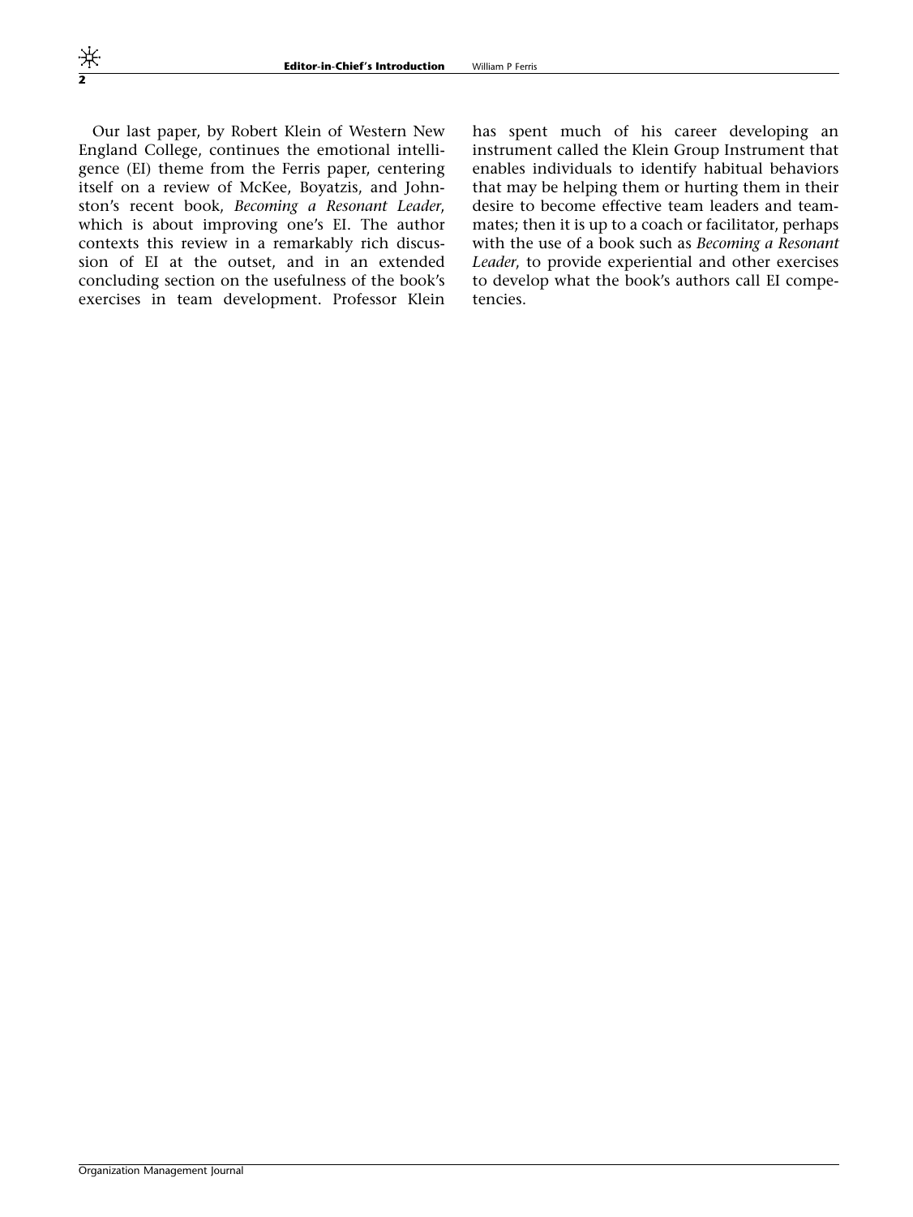Our last paper, by Robert Klein of Western New England College, continues the emotional intelligence (EI) theme from the Ferris paper, centering itself on a review of McKee, Boyatzis, and Johnston's recent book, *Becoming a Resonant Leader*, which is about improving one's EI. The author contexts this review in a remarkably rich discussion of EI at the outset, and in an extended concluding section on the usefulness of the book's exercises in team development. Professor Klein has spent much of his career developing an instrument called the Klein Group Instrument that enables individuals to identify habitual behaviors that may be helping them or hurting them in their desire to become effective team leaders and teammates; then it is up to a coach or facilitator, perhaps with the use of a book such as *Becoming a Resonant Leader*, to provide experiential and other exercises to develop what the book's authors call EI competencies.